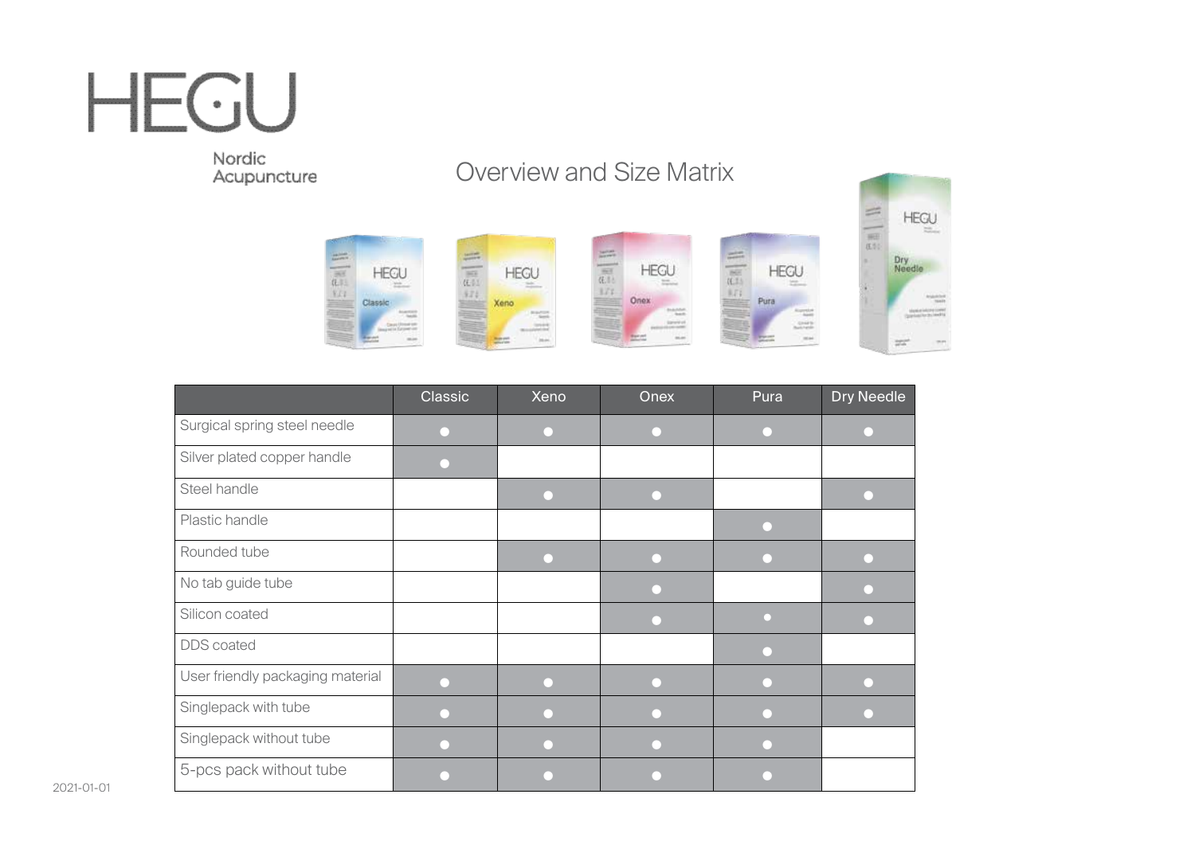# HEGU

Nordic Acupuncture

## Overview and Size Matrix

| | Classic | Xeno | Onex | Pura | Dry Needle |
|---|---|---|---|---|---|
| Surgical spring steel needle | ● | ● | ● | ● | ● |
| Silver plated copper handle | ● | | | | |
| Steel handle | | ● | ● | | ● |
| Plastic handle | | | | ● | |
| Rounded tube | | ● | ● | ● | ● |
| No tab guide tube | | | ● | | ● |
| Silicon coated | | | ● | ● | ● |
| DDS coated | | | | ● | |
| User friendly packaging material | ● | ● | ● | ● | ● |
| Singlepack with tube | ● | ● | ● | ● | ● |
| Singlepack without tube | ● | ● | ● | ● | |
| 5-pcs pack without tube | ● | ● | ● | ● | |

2021-01-01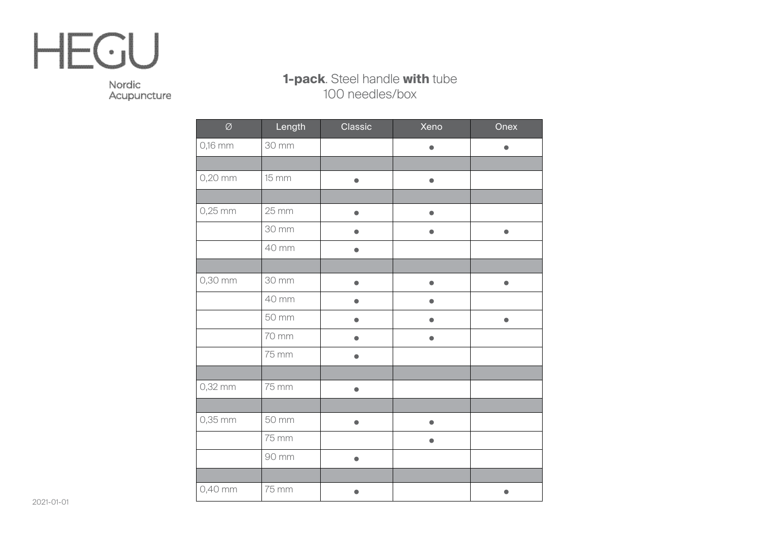HEGU

Nordic Acupuncture

**1-pack**. Steel handle **with** tube
100 needles/box

| Ø | Length | Classic | Xeno | Onex |
|---|---|---|---|---|
| 0,16 mm | 30 mm | | ● | ● |
| | | | | |
| 0,20 mm | 15 mm | ● | ● | |
| | | | | |
| 0,25 mm | 25 mm | ● | ● | |
| | 30 mm | ● | ● | ● |
| | 40 mm | ● | | |
| | | | | |
| 0,30 mm | 30 mm | ● | ● | ● |
| | 40 mm | ● | ● | |
| | 50 mm | ● | ● | ● |
| | 70 mm | ● | ● | |
| | 75 mm | ● | | |
| | | | | |
| 0,32 mm | 75 mm | ● | | |
| | | | | |
| 0,35 mm | 50 mm | ● | ● | |
| | 75 mm | | ● | |
| | 90 mm | ● | | |
| | | | | |
| 0,40 mm | 75 mm | ● | | ● |

2021-01-01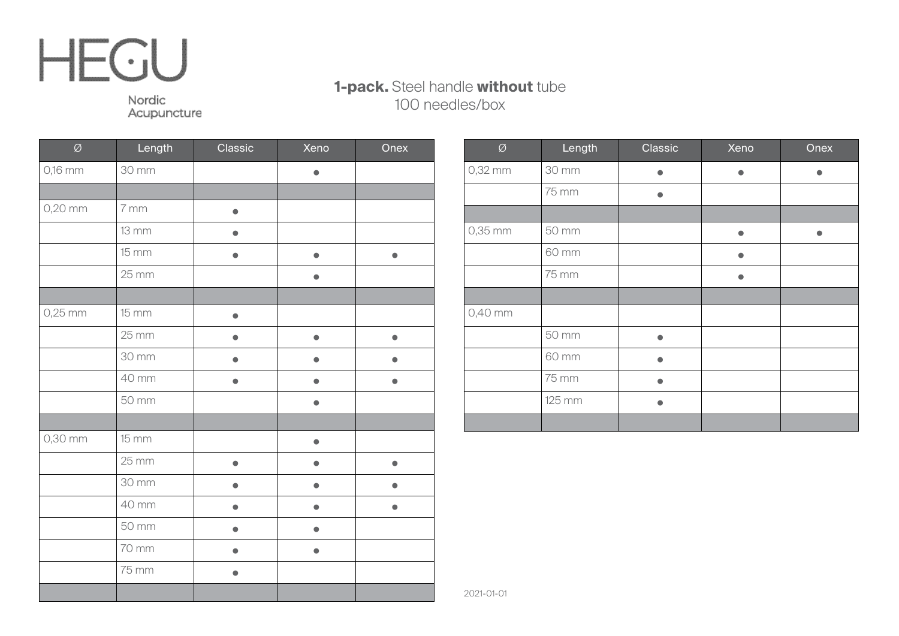# HEGU

Nordic Acupuncture

**1-pack.** Steel handle **without** tube
100 needles/box

| Ø | Length | Classic | Xeno | Onex |
|---|---|---|---|---|
| 0,16 mm | 30 mm | | ● | |
| | | | | |
| 0,20 mm | 7 mm | ● | | |
| | 13 mm | ● | | |
| | 15 mm | ● | ● | ● |
| | 25 mm | | ● | |
| | | | | |
| 0,25 mm | 15 mm | ● | | |
| | 25 mm | ● | ● | ● |
| | 30 mm | ● | ● | ● |
| | 40 mm | ● | ● | ● |
| | 50 mm | | ● | |
| | | | | |
| 0,30 mm | 15 mm | | ● | |
| | 25 mm | ● | ● | ● |
| | 30 mm | ● | ● | ● |
| | 40 mm | ● | ● | ● |
| | 50 mm | ● | ● | |
| | 70 mm | ● | ● | |
| | 75 mm | ● | | |
| | | | | |

| Ø | Length | Classic | Xeno | Onex |
|---|---|---|---|---|
| 0,32 mm | 30 mm | ● | ● | ● |
| | 75 mm | ● | | |
| | | | | |
| 0,35 mm | 50 mm | | ● | ● |
| | 60 mm | | ● | |
| | 75 mm | | ● | |
| | | | | |
| 0,40 mm | | | | |
| | 50 mm | ● | | |
| | 60 mm | ● | | |
| | 75 mm | ● | | |
| | 125 mm | ● | | |
| | | | | |

2021-01-01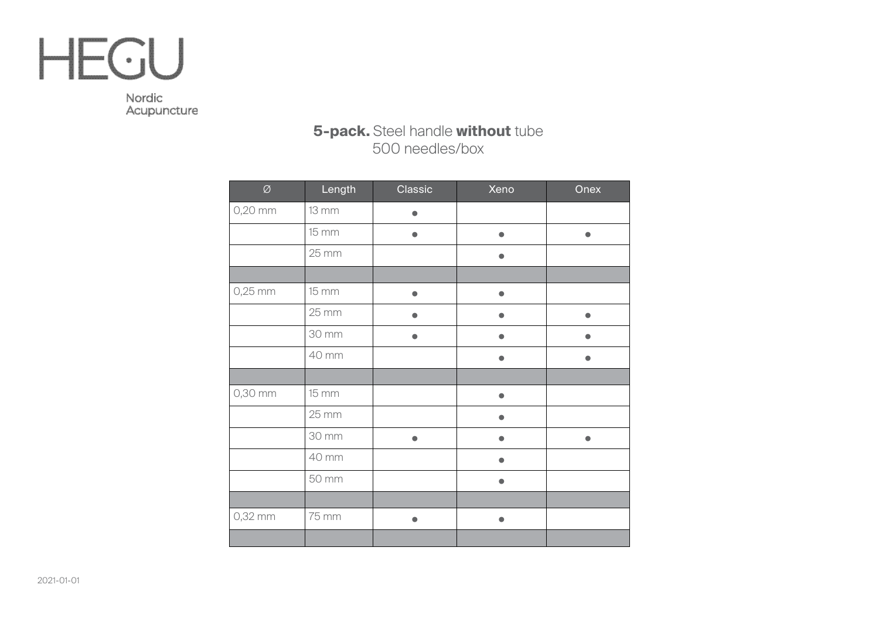HEGU

Nordic Acupuncture

**5-pack.** Steel handle **without** tube
500 needles/box

| Ø | Length | Classic | Xeno | Onex |
|---|---|---|---|---|
| 0,20 mm | 13 mm | ● | | |
| | 15 mm | ● | ● | ● |
| | 25 mm | | ● | |
| | | | | |
| 0,25 mm | 15 mm | ● | ● | |
| | 25 mm | ● | ● | ● |
| | 30 mm | ● | ● | ● |
| | 40 mm | | ● | ● |
| | | | | |
| 0,30 mm | 15 mm | | ● | |
| | 25 mm | | ● | |
| | 30 mm | ● | ● | ● |
| | 40 mm | | ● | |
| | 50 mm | | ● | |
| | | | | |
| 0,32 mm | 75 mm | ● | ● | |
| | | | | |

2021-01-01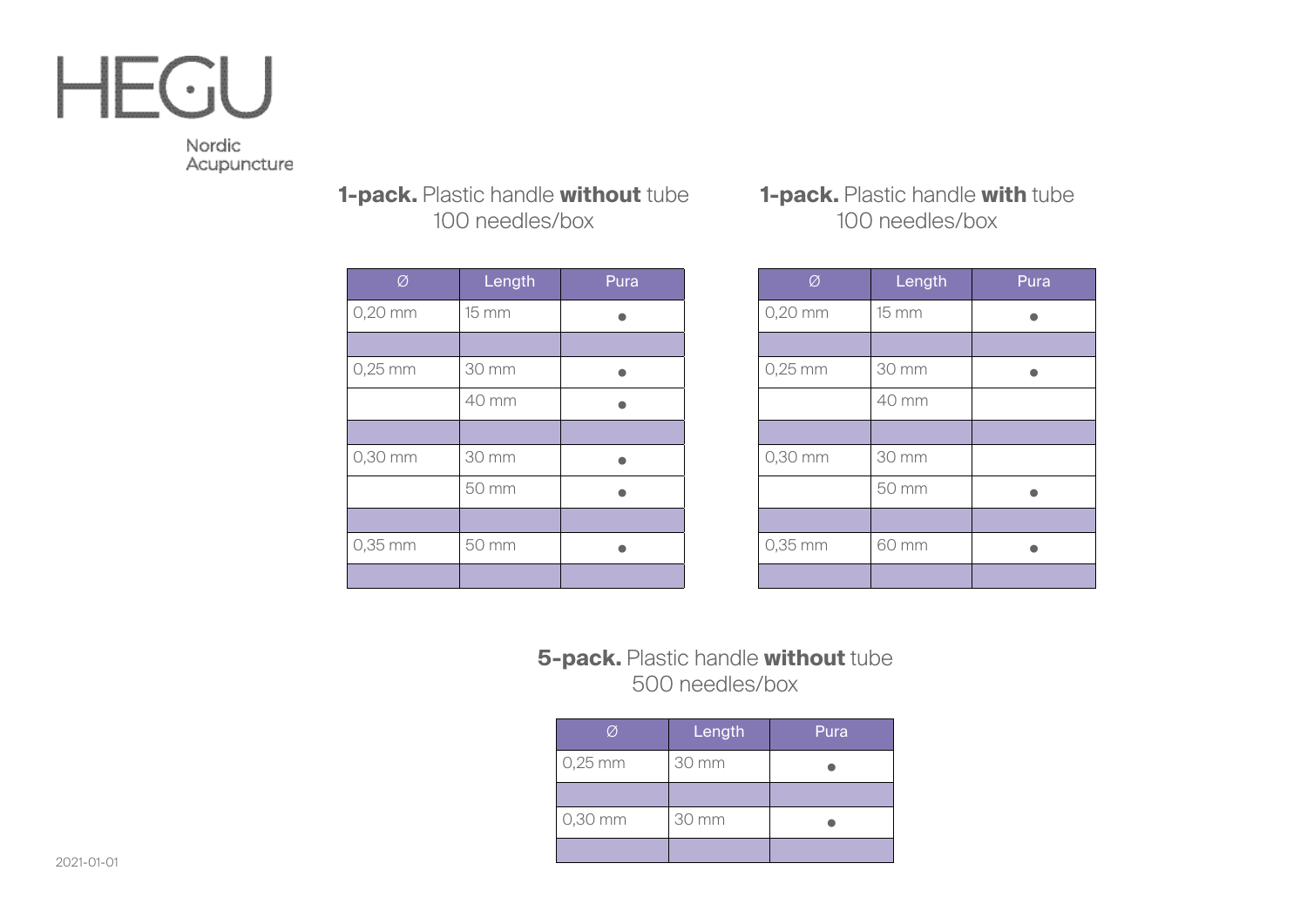# HEGU

Nordic Acupuncture

**1-pack.** Plastic handle **without** tube
100 needles/box

| Ø | Length | Pura |
|---|---|---|
| 0,20 mm | 15 mm | ● |
| | | |
| 0,25 mm | 30 mm | ● |
| | 40 mm | ● |
| | | |
| 0,30 mm | 30 mm | ● |
| | 50 mm | ● |
| | | |
| 0,35 mm | 50 mm | ● |
| | | |

**1-pack.** Plastic handle **with** tube
100 needles/box

| Ø | Length | Pura |
|---|---|---|
| 0,20 mm | 15 mm | ● |
| | | |
| 0,25 mm | 30 mm | ● |
| | 40 mm | |
| | | |
| 0,30 mm | 30 mm | |
| | 50 mm | ● |
| | | |
| 0,35 mm | 60 mm | ● |
| | | |

**5-pack.** Plastic handle **without** tube
500 needles/box

| Ø | Length | Pura |
|---|---|---|
| 0,25 mm | 30 mm | ● |
| | | |
| 0,30 mm | 30 mm | ● |
| | | |

2021-01-01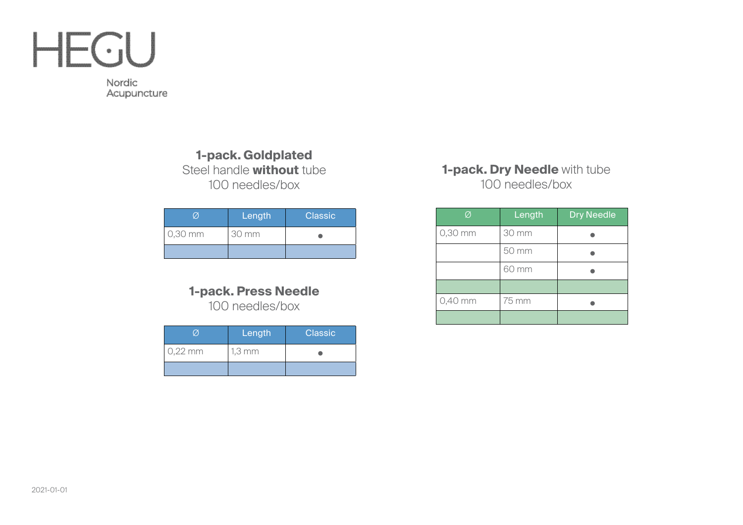# HEGU

Nordic Acupuncture

## 1-pack. Goldplated
Steel handle **without** tube
100 needles/box

| Ø | Length | Classic |
|---|---|---|
| 0,30 mm | 30 mm | ● |
| | | |

## 1-pack. Press Needle
100 needles/box

| Ø | Length | Classic |
|---|---|---|
| 0,22 mm | 1,3 mm | ● |
| | | |

## 1-pack. Dry Needle with tube
100 needles/box

| Ø | Length | Dry Needle |
|---|---|---|
| 0,30 mm | 30 mm | ● |
| | 50 mm | ● |
| | 60 mm | ● |
| | | |
| 0,40 mm | 75 mm | ● |
| | | |

2021-01-01